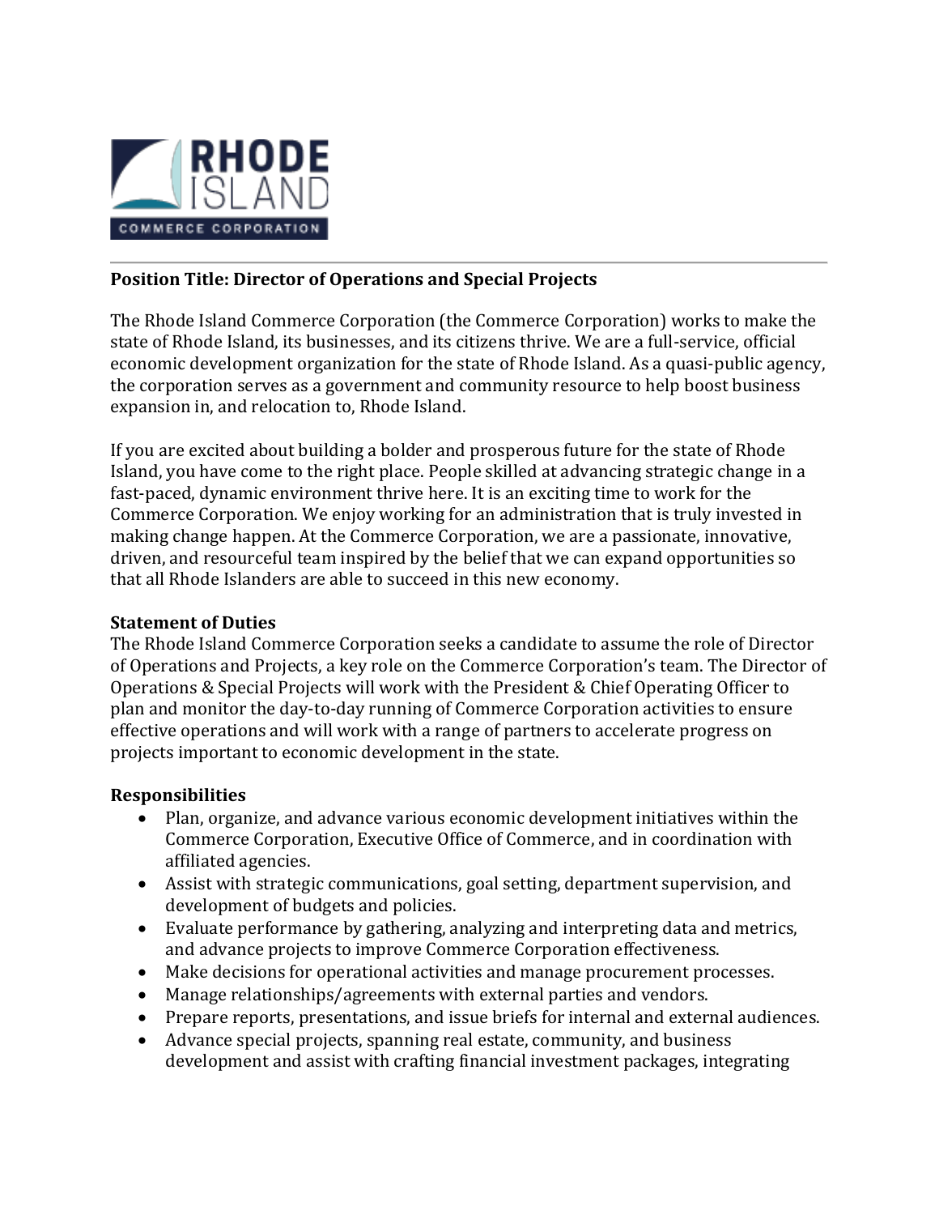**Position Title: Director of Operations and Special Projects**

The Rhode Island Commerce Corporation (the Commerce Corporation) works to make the state of Rhode Island, its businesses, and its citizens thrive. We are a full-service, official economic development organization for the state of Rhode Island. As a quasi-public agency, the corporation serves as a government and community resource to help boost business expansion in, and relocation to, Rhode Island.

If you are excited about building a bolder and prosperous future for the state of Rhode Island, you have come to the right place. People skilled at advancing strategic change in a fast-paced, dynamic environment thrive here. It is an exciting time to work for the Commerce Corporation. We enjoy working for an administration that is truly invested in making change happen. At the Commerce Corporation, we are a passionate, innovative, driven, and resourceful team inspired by the belief that we can expand opportunities so that all Rhode Islanders are able to succeed in this new economy.

**Statement of Duties**

The Rhode Island Commerce Corporation seeks a candidate to assume the role of Director of Operations and Projects, a key role on the Commerce Corporation's team. The Director of Operations & Special Projects will work with the President & Chief Operating Officer to plan and monitor the day-to-day running of Commerce Corporation activities to ensure effective operations and will work with a range of partners to accelerate progress on projects important to economic development in the state.

**Responsibilities**

- Plan, organize, and advance various economic development initiatives within the Commerce Corporation, Executive Office of Commerce, and in coordination with affiliated agencies.
- Assist with strategic communications, goal setting, department supervision, and development of budgets and policies.
- Evaluate performance by gathering, analyzing and interpreting data and metrics, and advance projects to improve Commerce Corporation effectiveness.
- Make decisions for operational activities and manage procurement processes.
- Manage relationships/agreements with external parties and vendors.
- Prepare reports, presentations, and issue briefs for internal and external audiences.
- Advance special projects, spanning real estate, community, and business development and assist with crafting financial investment packages, integrating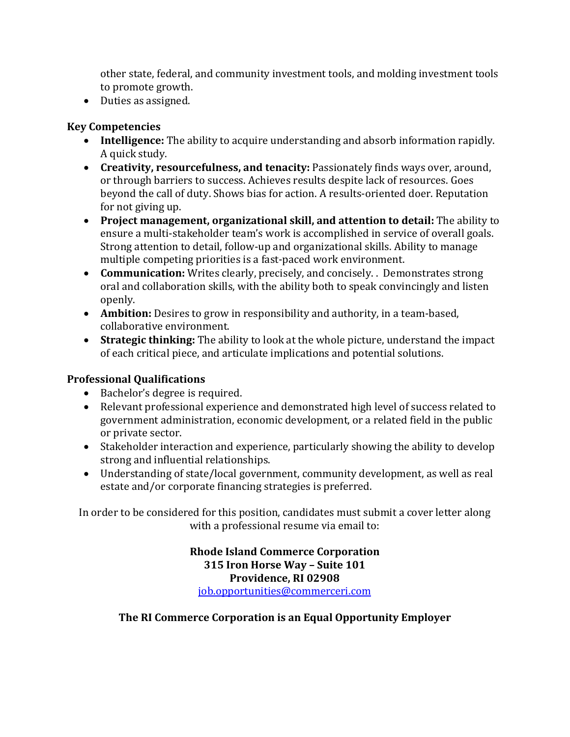other state, federal, and community investment tools, and molding investment tools to promote growth.
- Duties as assigned.

### Key Competencies

- **Intelligence:** The ability to acquire understanding and absorb information rapidly. A quick study.
- **Creativity, resourcefulness, and tenacity:** Passionately finds ways over, around, or through barriers to success. Achieves results despite lack of resources. Goes beyond the call of duty. Shows bias for action. A results-oriented doer. Reputation for not giving up.
- **Project management, organizational skill, and attention to detail:** The ability to ensure a multi-stakeholder team's work is accomplished in service of overall goals. Strong attention to detail, follow-up and organizational skills. Ability to manage multiple competing priorities is a fast-paced work environment.
- **Communication:** Writes clearly, precisely, and concisely. . Demonstrates strong oral and collaboration skills, with the ability both to speak convincingly and listen openly.
- **Ambition:** Desires to grow in responsibility and authority, in a team-based, collaborative environment.
- **Strategic thinking:** The ability to look at the whole picture, understand the impact of each critical piece, and articulate implications and potential solutions.

### Professional Qualifications

- Bachelor's degree is required.
- Relevant professional experience and demonstrated high level of success related to government administration, economic development, or a related field in the public or private sector.
- Stakeholder interaction and experience, particularly showing the ability to develop strong and influential relationships.
- Understanding of state/local government, community development, as well as real estate and/or corporate financing strategies is preferred.

In order to be considered for this position, candidates must submit a cover letter along with a professional resume via email to:

**Rhode Island Commerce Corporation**
**315 Iron Horse Way – Suite 101**
**Providence, RI 02908**
job.opportunities@commerceri.com

**The RI Commerce Corporation is an Equal Opportunity Employer**